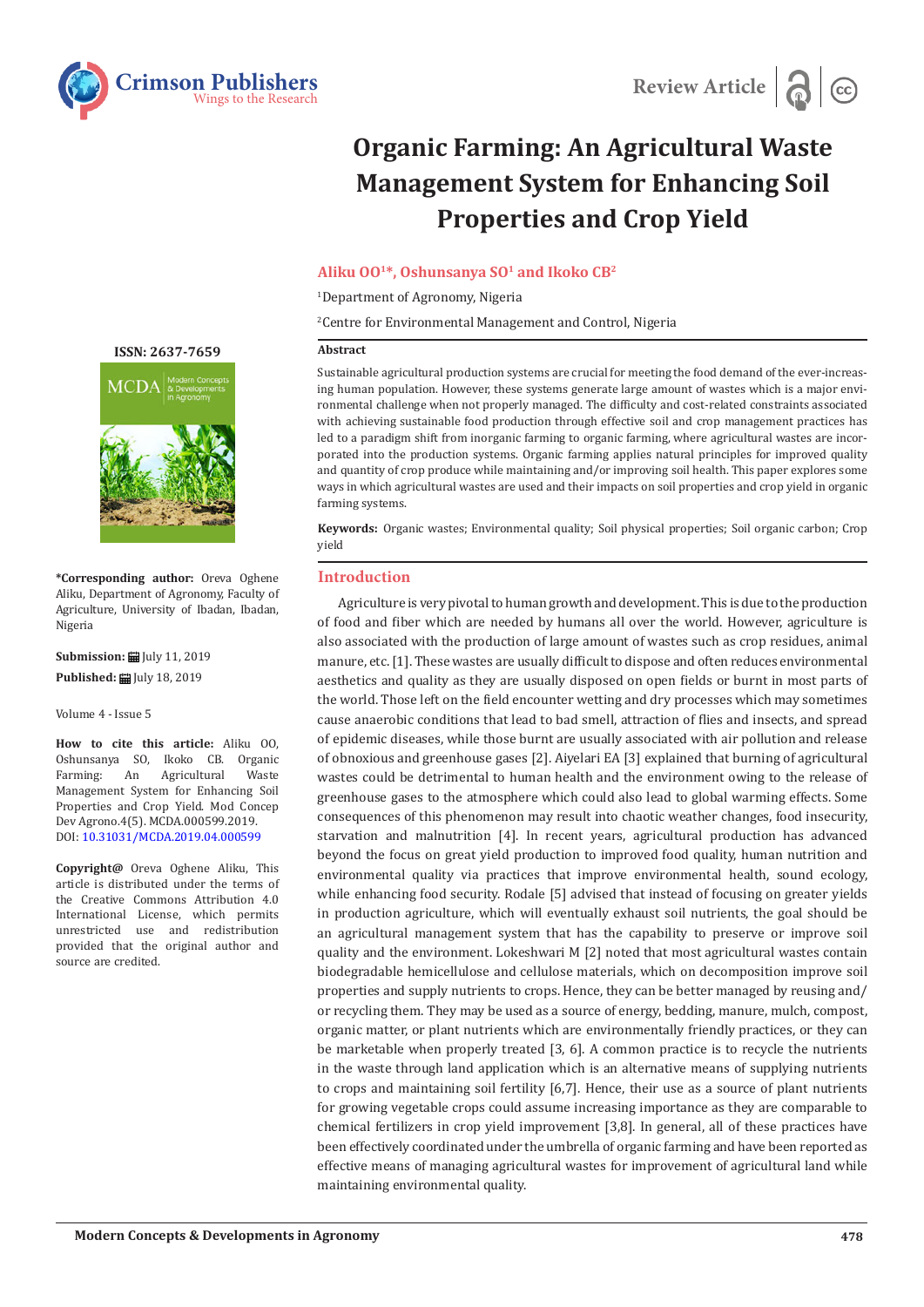Review Article

# Organic Farming: An Agricultural Waste Management System for Enhancing Soil Properties and Crop Yield

**Aliku OO[1]*, Oshunsanya SO[1] and Ikoko CB[2]**

[1]Department of Agronomy, Nigeria

[2]Centre for Environmental Management and Control, Nigeria

**ISSN: 2637-7659**

**\*Corresponding author:** Oreva Oghene Aliku, Department of Agronomy, Faculty of Agriculture, University of Ibadan, Ibadan, Nigeria

**Submission:** July 11, 2019

**Published:** July 18, 2019

Volume 4 - Issue 5

**How to cite this article:** Aliku OO, Oshunsanya SO, Ikoko CB. Organic Farming: An Agricultural Waste Management System for Enhancing Soil Properties and Crop Yield. Mod Concep Dev Agrono.4(5). MCDA.000599.2019. DOI: 10.31031/MCDA.2019.04.000599

**Copyright@** Oreva Oghene Aliku, This article is distributed under the terms of the Creative Commons Attribution 4.0 International License, which permits unrestricted use and redistribution provided that the original author and source are credited.

## Abstract

Sustainable agricultural production systems are crucial for meeting the food demand of the ever-increasing human population. However, these systems generate large amount of wastes which is a major environmental challenge when not properly managed. The difficulty and cost-related constraints associated with achieving sustainable food production through effective soil and crop management practices has led to a paradigm shift from inorganic farming to organic farming, where agricultural wastes are incorporated into the production systems. Organic farming applies natural principles for improved quality and quantity of crop produce while maintaining and/or improving soil health. This paper explores some ways in which agricultural wastes are used and their impacts on soil properties and crop yield in organic farming systems.

**Keywords:** Organic wastes; Environmental quality; Soil physical properties; Soil organic carbon; Crop yield

## Introduction

Agriculture is very pivotal to human growth and development. This is due to the production of food and fiber which are needed by humans all over the world. However, agriculture is also associated with the production of large amount of wastes such as crop residues, animal manure, etc. [1]. These wastes are usually difficult to dispose and often reduces environmental aesthetics and quality as they are usually disposed on open fields or burnt in most parts of the world. Those left on the field encounter wetting and dry processes which may sometimes cause anaerobic conditions that lead to bad smell, attraction of flies and insects, and spread of epidemic diseases, while those burnt are usually associated with air pollution and release of obnoxious and greenhouse gases [2]. Aiyelari EA [3] explained that burning of agricultural wastes could be detrimental to human health and the environment owing to the release of greenhouse gases to the atmosphere which could also lead to global warming effects. Some consequences of this phenomenon may result into chaotic weather changes, food insecurity, starvation and malnutrition [4]. In recent years, agricultural production has advanced beyond the focus on great yield production to improved food quality, human nutrition and environmental quality via practices that improve environmental health, sound ecology, while enhancing food security. Rodale [5] advised that instead of focusing on greater yields in production agriculture, which will eventually exhaust soil nutrients, the goal should be an agricultural management system that has the capability to preserve or improve soil quality and the environment. Lokeshwari M [2] noted that most agricultural wastes contain biodegradable hemicellulose and cellulose materials, which on decomposition improve soil properties and supply nutrients to crops. Hence, they can be better managed by reusing and/or recycling them. They may be used as a source of energy, bedding, manure, mulch, compost, organic matter, or plant nutrients which are environmentally friendly practices, or they can be marketable when properly treated [3, 6]. A common practice is to recycle the nutrients in the waste through land application which is an alternative means of supplying nutrients to crops and maintaining soil fertility [6,7]. Hence, their use as a source of plant nutrients for growing vegetable crops could assume increasing importance as they are comparable to chemical fertilizers in crop yield improvement [3,8]. In general, all of these practices have been effectively coordinated under the umbrella of organic farming and have been reported as effective means of managing agricultural wastes for improvement of agricultural land while maintaining environmental quality.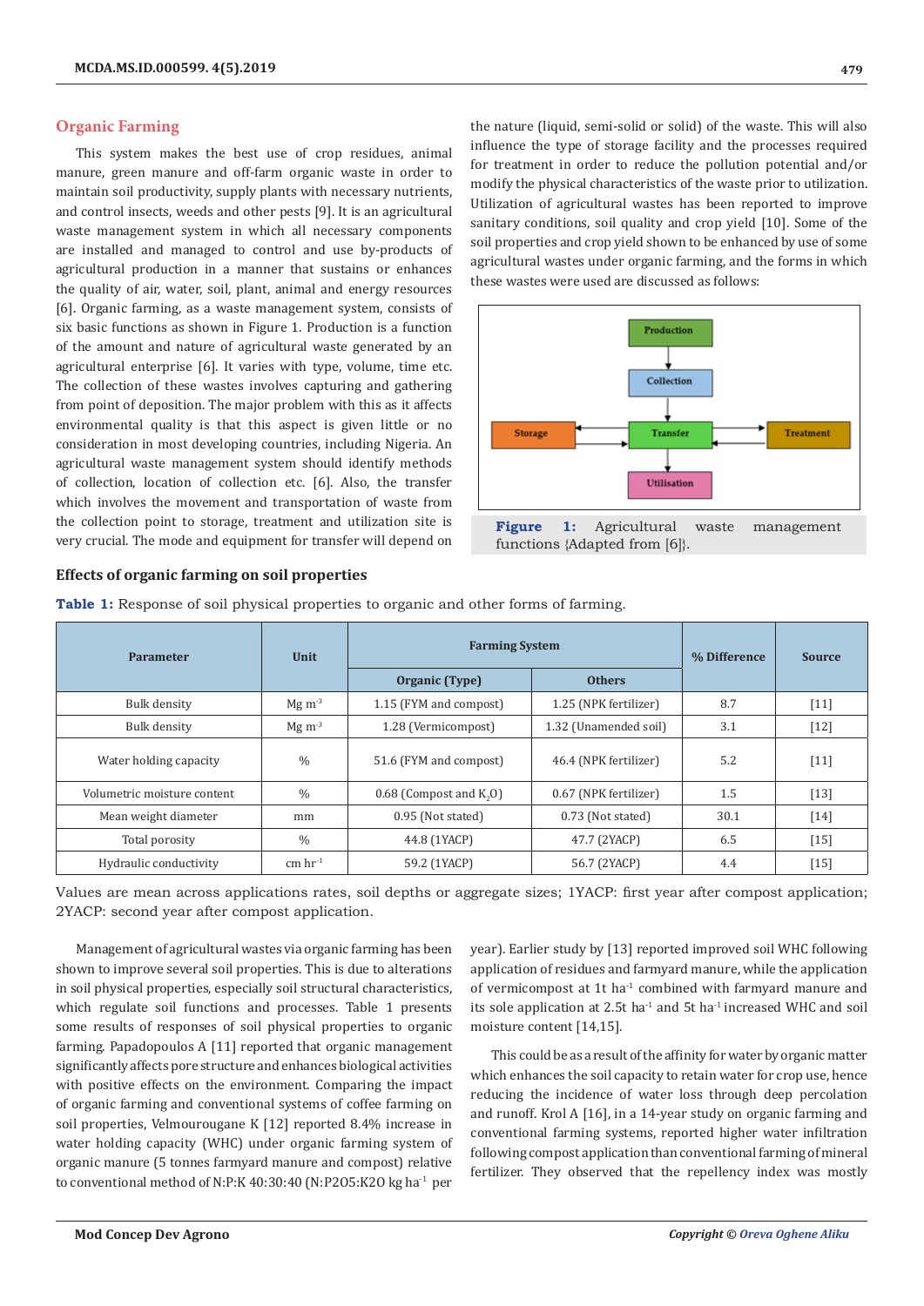## Organic Farming

This system makes the best use of crop residues, animal manure, green manure and off-farm organic waste in order to maintain soil productivity, supply plants with necessary nutrients, and control insects, weeds and other pests [9]. It is an agricultural waste management system in which all necessary components are installed and managed to control and use by-products of agricultural production in a manner that sustains or enhances the quality of air, water, soil, plant, animal and energy resources [6]. Organic farming, as a waste management system, consists of six basic functions as shown in Figure 1. Production is a function of the amount and nature of agricultural waste generated by an agricultural enterprise [6]. It varies with type, volume, time etc. The collection of these wastes involves capturing and gathering from point of deposition. The major problem with this as it affects environmental quality is that this aspect is given little or no consideration in most developing countries, including Nigeria. An agricultural waste management system should identify methods of collection, location of collection etc. [6]. Also, the transfer which involves the movement and transportation of waste from the collection point to storage, treatment and utilization site is very crucial. The mode and equipment for transfer will depend on the nature (liquid, semi-solid or solid) of the waste. This will also influence the type of storage facility and the processes required for treatment in order to reduce the pollution potential and/or modify the physical characteristics of the waste prior to utilization. Utilization of agricultural wastes has been reported to improve sanitary conditions, soil quality and crop yield [10]. Some of the soil properties and crop yield shown to be enhanced by use of some agricultural wastes under organic farming, and the forms in which these wastes were used are discussed as follows:

Production → Collection → Transfer → Storage / Treatment / Utilisation

**Figure 1:** Agricultural waste management functions {Adapted from [6]}.

### Effects of organic farming on soil properties

**Table 1:** Response of soil physical properties to organic and other forms of farming.

| Parameter | Unit | Farming System | | % Difference | Source |
|---|---|---|---|---|---|
| | | Organic (Type) | Others | | |
| Bulk density | Mg $m^{-3}$ | 1.15 (FYM and compost) | 1.25 (NPK fertilizer) | 8.7 | [11] |
| Bulk density | Mg $m^{-3}$ | 1.28 (Vermicompost) | 1.32 (Unamended soil) | 3.1 | [12] |
| Water holding capacity | % | 51.6 (FYM and compost) | 46.4 (NPK fertilizer) | 5.2 | [11] |
| Volumetric moisture content | % | 0.68 (Compost and $K_2O$) | 0.67 (NPK fertilizer) | 1.5 | [13] |
| Mean weight diameter | mm | 0.95 (Not stated) | 0.73 (Not stated) | 30.1 | [14] |
| Total porosity | % | 44.8 (1YACP) | 47.7 (2YACP) | 6.5 | [15] |
| Hydraulic conductivity | cm $hr^{-1}$ | 59.2 (1YACP) | 56.7 (2YACP) | 4.4 | [15] |

Values are mean across applications rates, soil depths or aggregate sizes; 1YACP: first year after compost application; 2YACP: second year after compost application.

Management of agricultural wastes via organic farming has been shown to improve several soil properties. This is due to alterations in soil physical properties, especially soil structural characteristics, which regulate soil functions and processes. Table 1 presents some results of responses of soil physical properties to organic farming. Papadopoulos A [11] reported that organic management significantly affects pore structure and enhances biological activities with positive effects on the environment. Comparing the impact of organic farming and conventional systems of coffee farming on soil properties, Velmourougane K [12] reported 8.4% increase in water holding capacity (WHC) under organic farming system of organic manure (5 tonnes farmyard manure and compost) relative to conventional method of N:P:K 40:30:40 (N:P2O5:K2O kg $ha^{-1}$ per year). Earlier study by [13] reported improved soil WHC following application of residues and farmyard manure, while the application of vermicompost at 1t $ha^{-1}$ combined with farmyard manure and its sole application at 2.5t $ha^{-1}$ and 5t $ha^{-1}$ increased WHC and soil moisture content [14,15].

This could be as a result of the affinity for water by organic matter which enhances the soil capacity to retain water for crop use, hence reducing the incidence of water loss through deep percolation and runoff. Krol A [16], in a 14-year study on organic farming and conventional farming systems, reported higher water infiltration following compost application than conventional farming of mineral fertilizer. They observed that the repellency index was mostly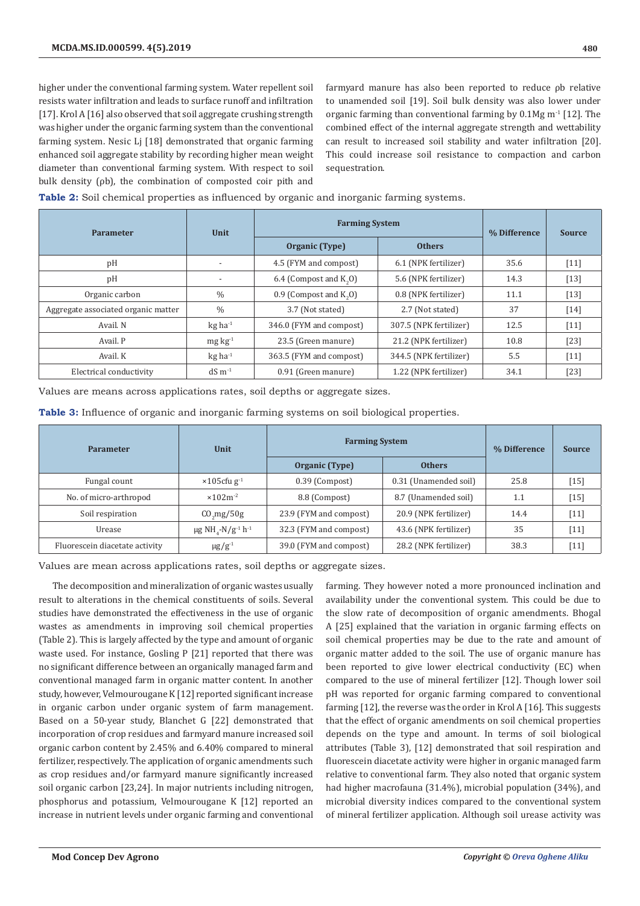higher under the conventional farming system. Water repellent soil resists water infiltration and leads to surface runoff and infiltration [17]. Krol A [16] also observed that soil aggregate crushing strength was higher under the organic farming system than the conventional farming system. Nesic Lj [18] demonstrated that organic farming enhanced soil aggregate stability by recording higher mean weight diameter than conventional farming system. With respect to soil bulk density (ρb), the combination of composted coir pith and farmyard manure has also been reported to reduce ρb relative to unamended soil [19]. Soil bulk density was also lower under organic farming than conventional farming by 0.1Mg $m^{-1}$ [12]. The combined effect of the internal aggregate strength and wettability can result to increased soil stability and water infiltration [20]. This could increase soil resistance to compaction and carbon sequestration.

**Table 2:** Soil chemical properties as influenced by organic and inorganic farming systems.

| Parameter | Unit | Farming System | | % Difference | Source |
|---|---|---|---|---|---|
| | | Organic (Type) | Others | | |
| pH | - | 4.5 (FYM and compost) | 6.1 (NPK fertilizer) | 35.6 | [11] |
| pH | - | 6.4 (Compost and $K_2O$) | 5.6 (NPK fertilizer) | 14.3 | [13] |
| Organic carbon | % | 0.9 (Compost and $K_2O$) | 0.8 (NPK fertilizer) | 11.1 | [13] |
| Aggregate associated organic matter | % | 3.7 (Not stated) | 2.7 (Not stated) | 37 | [14] |
| Avail. N | kg $ha^{-1}$ | 346.0 (FYM and compost) | 307.5 (NPK fertilizer) | 12.5 | [11] |
| Avail. P | mg $kg^{-1}$ | 23.5 (Green manure) | 21.2 (NPK fertilizer) | 10.8 | [23] |
| Avail. K | kg $ha^{-1}$ | 363.5 (FYM and compost) | 344.5 (NPK fertilizer) | 5.5 | [11] |
| Electrical conductivity | dS $m^{-1}$ | 0.91 (Green manure) | 1.22 (NPK fertilizer) | 34.1 | [23] |

Values are means across applications rates, soil depths or aggregate sizes.

**Table 3:** Influence of organic and inorganic farming systems on soil biological properties.

| Parameter | Unit | Farming System | | % Difference | Source |
|---|---|---|---|---|---|
| | | Organic (Type) | Others | | |
| Fungal count | ×105cfu $g^{-1}$ | 0.39 (Compost) | 0.31 (Unamended soil) | 25.8 | [15] |
| No. of micro-arthropod | ×102$m^{-2}$ | 8.8 (Compost) | 8.7 (Unamended soil) | 1.1 | [15] |
| Soil respiration | $CO_2$mg/50g | 23.9 (FYM and compost) | 20.9 (NPK fertilizer) | 14.4 | [11] |
| Urease | μg $NH_4$-N/$g^{-1}$ $h^{-1}$ | 32.3 (FYM and compost) | 43.6 (NPK fertilizer) | 35 | [11] |
| Fluorescein diacetate activity | μg/$g^{-1}$ | 39.0 (FYM and compost) | 28.2 (NPK fertilizer) | 38.3 | [11] |

Values are mean across applications rates, soil depths or aggregate sizes.

The decomposition and mineralization of organic wastes usually result to alterations in the chemical constituents of soils. Several studies have demonstrated the effectiveness in the use of organic wastes as amendments in improving soil chemical properties (Table 2). This is largely affected by the type and amount of organic waste used. For instance, Gosling P [21] reported that there was no significant difference between an organically managed farm and conventional managed farm in organic matter content. In another study, however, Velmourougane K [12] reported significant increase in organic carbon under organic system of farm management. Based on a 50-year study, Blanchet G [22] demonstrated that incorporation of crop residues and farmyard manure increased soil organic carbon content by 2.45% and 6.40% compared to mineral fertilizer, respectively. The application of organic amendments such as crop residues and/or farmyard manure significantly increased soil organic carbon [23,24]. In major nutrients including nitrogen, phosphorus and potassium, Velmourougane K [12] reported an increase in nutrient levels under organic farming and conventional farming. They however noted a more pronounced inclination and availability under the conventional system. This could be due to the slow rate of decomposition of organic amendments. Bhogal A [25] explained that the variation in organic farming effects on soil chemical properties may be due to the rate and amount of organic matter added to the soil. The use of organic manure has been reported to give lower electrical conductivity (EC) when compared to the use of mineral fertilizer [12]. Though lower soil pH was reported for organic farming compared to conventional farming [12], the reverse was the order in Krol A [16]. This suggests that the effect of organic amendments on soil chemical properties depends on the type and amount. In terms of soil biological attributes (Table 3), [12] demonstrated that soil respiration and fluorescein diacetate activity were higher in organic managed farm relative to conventional farm. They also noted that organic system had higher macrofauna (31.4%), microbial population (34%), and microbial diversity indices compared to the conventional system of mineral fertilizer application. Although soil urease activity was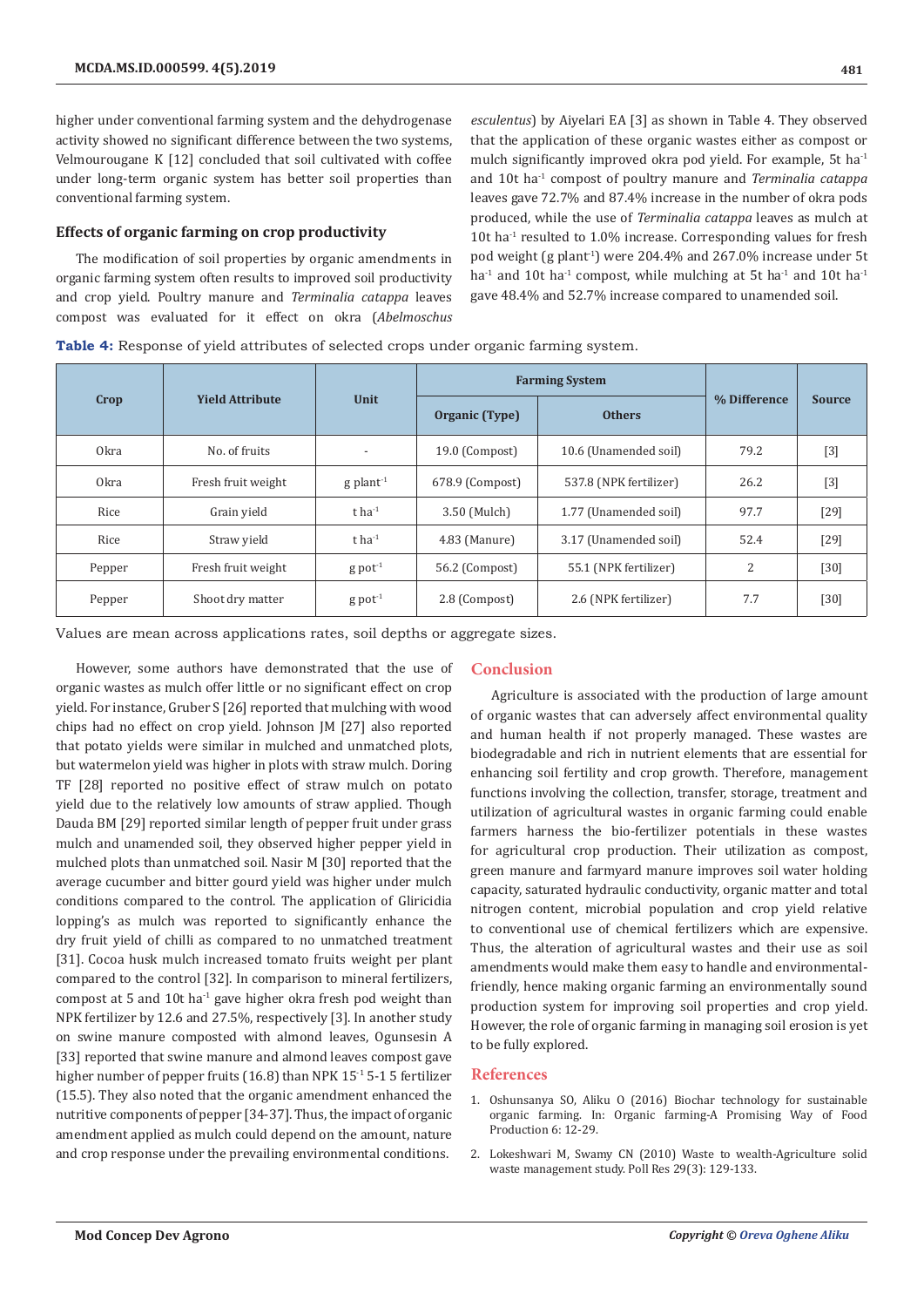higher under conventional farming system and the dehydrogenase activity showed no significant difference between the two systems, Velmourougane K [12] concluded that soil cultivated with coffee under long-term organic system has better soil properties than conventional farming system.

### Effects of organic farming on crop productivity

The modification of soil properties by organic amendments in organic farming system often results to improved soil productivity and crop yield. Poultry manure and *Terminalia catappa* leaves compost was evaluated for it effect on okra (*Abelmoschus esculentus*) by Aiyelari EA [3] as shown in Table 4. They observed that the application of these organic wastes either as compost or mulch significantly improved okra pod yield. For example, 5t ha$^{-1}$ and 10t ha$^{-1}$ compost of poultry manure and *Terminalia catappa* leaves gave 72.7% and 87.4% increase in the number of okra pods produced, while the use of *Terminalia catappa* leaves as mulch at 10t ha$^{-1}$ resulted to 1.0% increase. Corresponding values for fresh pod weight (g plant$^{-1}$) were 204.4% and 267.0% increase under 5t ha$^{-1}$ and 10t ha$^{-1}$ compost, while mulching at 5t ha$^{-1}$ and 10t ha$^{-1}$ gave 48.4% and 52.7% increase compared to unamended soil.

**Table 4:** Response of yield attributes of selected crops under organic farming system.

| Crop | Yield Attribute | Unit | Farming System | | % Difference | Source |
|---|---|---|---|---|---|---|
| | | | Organic (Type) | Others | | |
| Okra | No. of fruits | - | 19.0 (Compost) | 10.6 (Unamended soil) | 79.2 | [3] |
| Okra | Fresh fruit weight | g plant$^{-1}$ | 678.9 (Compost) | 537.8 (NPK fertilizer) | 26.2 | [3] |
| Rice | Grain yield | t ha$^{-1}$ | 3.50 (Mulch) | 1.77 (Unamended soil) | 97.7 | [29] |
| Rice | Straw yield | t ha$^{-1}$ | 4.83 (Manure) | 3.17 (Unamended soil) | 52.4 | [29] |
| Pepper | Fresh fruit weight | g pot$^{-1}$ | 56.2 (Compost) | 55.1 (NPK fertilizer) | 2 | [30] |
| Pepper | Shoot dry matter | g pot$^{-1}$ | 2.8 (Compost) | 2.6 (NPK fertilizer) | 7.7 | [30] |

Values are mean across applications rates, soil depths or aggregate sizes.

However, some authors have demonstrated that the use of organic wastes as mulch offer little or no significant effect on crop yield. For instance, Gruber S [26] reported that mulching with wood chips had no effect on crop yield. Johnson JM [27] also reported that potato yields were similar in mulched and unmatched plots, but watermelon yield was higher in plots with straw mulch. Doring TF [28] reported no positive effect of straw mulch on potato yield due to the relatively low amounts of straw applied. Though Dauda BM [29] reported similar length of pepper fruit under grass mulch and unamended soil, they observed higher pepper yield in mulched plots than unmatched soil. Nasir M [30] reported that the average cucumber and bitter gourd yield was higher under mulch conditions compared to the control. The application of Gliricidia lopping's as mulch was reported to significantly enhance the dry fruit yield of chilli as compared to no unmatched treatment [31]. Cocoa husk mulch increased tomato fruits weight per plant compared to the control [32]. In comparison to mineral fertilizers, compost at 5 and 10t ha$^{-1}$ gave higher okra fresh pod weight than NPK fertilizer by 12.6 and 27.5%, respectively [3]. In another study on swine manure composted with almond leaves, Ogunsesin A [33] reported that swine manure and almond leaves compost gave higher number of pepper fruits (16.8) than NPK 15$^{-1}$ 5-1 5 fertilizer (15.5). They also noted that the organic amendment enhanced the nutritive components of pepper [34-37]. Thus, the impact of organic amendment applied as mulch could depend on the amount, nature and crop response under the prevailing environmental conditions.

## Conclusion

Agriculture is associated with the production of large amount of organic wastes that can adversely affect environmental quality and human health if not properly managed. These wastes are biodegradable and rich in nutrient elements that are essential for enhancing soil fertility and crop growth. Therefore, management functions involving the collection, transfer, storage, treatment and utilization of agricultural wastes in organic farming could enable farmers harness the bio-fertilizer potentials in these wastes for agricultural crop production. Their utilization as compost, green manure and farmyard manure improves soil water holding capacity, saturated hydraulic conductivity, organic matter and total nitrogen content, microbial population and crop yield relative to conventional use of chemical fertilizers which are expensive. Thus, the alteration of agricultural wastes and their use as soil amendments would make them easy to handle and environmental-friendly, hence making organic farming an environmentally sound production system for improving soil properties and crop yield. However, the role of organic farming in managing soil erosion is yet to be fully explored.

## References

1. Oshunsanya SO, Aliku O (2016) Biochar technology for sustainable organic farming. In: Organic farming-A Promising Way of Food Production 6: 12-29.
2. Lokeshwari M, Swamy CN (2010) Waste to wealth-Agriculture solid waste management study. Poll Res 29(3): 129-133.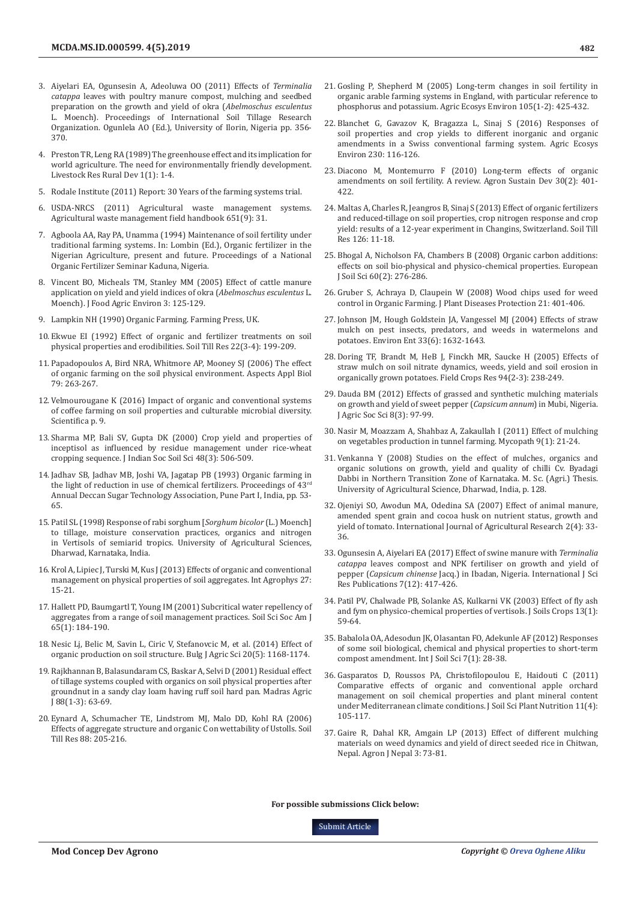3. Aiyelari EA, Ogunsesin A, Adeoluwa OO (2011) Effects of *Terminalia catappa* leaves with poultry manure compost, mulching and seedbed preparation on the growth and yield of okra (*Abelmoschus esculentus* L. Moench). Proceedings of International Soil Tillage Research Organization. Ogunlela AO (Ed.), University of Ilorin, Nigeria pp. 356-370.

4. Preston TR, Leng RA (1989) The greenhouse effect and its implication for world agriculture. The need for environmentally friendly development. Livestock Res Rural Dev 1(1): 1-4.

5. Rodale Institute (2011) Report: 30 Years of the farming systems trial.

6. USDA-NRCS (2011) Agricultural waste management systems. Agricultural waste management field handbook 651(9): 31.

7. Agboola AA, Ray PA, Unamma (1994) Maintenance of soil fertility under traditional farming systems. In: Lombin (Ed.), Organic fertilizer in the Nigerian Agriculture, present and future. Proceedings of a National Organic Fertilizer Seminar Kaduna, Nigeria.

8. Vincent BO, Micheals TM, Stanley MM (2005) Effect of cattle manure application on yield and yield indices of okra (*Abelmoschus esculentus* L. Moench). J Food Agric Environ 3: 125-129.

9. Lampkin NH (1990) Organic Farming. Farming Press, UK.

10. Ekwue EI (1992) Effect of organic and fertilizer treatments on soil physical properties and erodibilities. Soil Till Res 22(3-4): 199-209.

11. Papadopoulos A, Bird NRA, Whitmore AP, Mooney SJ (2006) The effect of organic farming on the soil physical environment. Aspects Appl Biol 79: 263-267.

12. Velmourougane K (2016) Impact of organic and conventional systems of coffee farming on soil properties and culturable microbial diversity. Scientifica p. 9.

13. Sharma MP, Bali SV, Gupta DK (2000) Crop yield and properties of inceptisol as influenced by residue management under rice-wheat cropping sequence. J Indian Soc Soil Sci 48(3): 506-509.

14. Jadhav SB, Jadhav MB, Joshi VA, Jagatap PB (1993) Organic farming in the light of reduction in use of chemical fertilizers. Proceedings of 43rd Annual Deccan Sugar Technology Association, Pune Part I, India, pp. 53-65.

15. Patil SL (1998) Response of rabi sorghum [*Sorghum bicolor* (L.) Moench] to tillage, moisture conservation practices, organics and nitrogen in Vertisols of semiarid tropics. University of Agricultural Sciences, Dharwad, Karnataka, India.

16. Krol A, Lipiec J, Turski M, Kus J (2013) Effects of organic and conventional management on physical properties of soil aggregates. Int Agrophys 27: 15-21.

17. Hallett PD, Baumgartl T, Young IM (2001) Subcritical water repellency of aggregates from a range of soil management practices. Soil Sci Soc Am J 65(1): 184-190.

18. Nesic Lj, Belic M, Savin L, Ciric V, Stefanovcic M, et al. (2014) Effect of organic production on soil structure. Bulg J Agric Sci 20(5): 1168-1174.

19. Rajkhannan B, Balasundaram CS, Baskar A, Selvi D (2001) Residual effect of tillage systems coupled with organics on soil physical properties after groundnut in a sandy clay loam having ruff soil hard pan. Madras Agric J 88(1-3): 63-69.

20. Eynard A, Schumacher TE, Lindstrom MJ, Malo DD, Kohl RA (2006) Effects of aggregate structure and organic C on wettability of Ustolls. Soil Till Res 88: 205-216.

21. Gosling P, Shepherd M (2005) Long-term changes in soil fertility in organic arable farming systems in England, with particular reference to phosphorus and potassium. Agric Ecosys Environ 105(1-2): 425-432.

22. Blanchet G, Gavazov K, Bragazza L, Sinaj S (2016) Responses of soil properties and crop yields to different inorganic and organic amendments in a Swiss conventional farming system. Agric Ecosys Environ 230: 116-126.

23. Diacono M, Montemurro F (2010) Long-term effects of organic amendments on soil fertility. A review. Agron Sustain Dev 30(2): 401-422.

24. Maltas A, Charles R, Jeangros B, Sinaj S (2013) Effect of organic fertilizers and reduced-tillage on soil properties, crop nitrogen response and crop yield: results of a 12-year experiment in Changins, Switzerland. Soil Till Res 126: 11-18.

25. Bhogal A, Nicholson FA, Chambers B (2008) Organic carbon additions: effects on soil bio-physical and physico-chemical properties. European J Soil Sci 60(2): 276-286.

26. Gruber S, Achraya D, Claupein W (2008) Wood chips used for weed control in Organic Farming. J Plant Diseases Protection 21: 401-406.

27. Johnson JM, Hough Goldstein JA, Vangessel MJ (2004) Effects of straw mulch on pest insects, predators, and weeds in watermelons and potatoes. Environ Ent 33(6): 1632-1643.

28. Doring TF, Brandt M, HeB J, Finckh MR, Saucke H (2005) Effects of straw mulch on soil nitrate dynamics, weeds, yield and soil erosion in organically grown potatoes. Field Crops Res 94(2-3): 238-249.

29. Dauda BM (2012) Effects of grassed and synthetic mulching materials on growth and yield of sweet pepper (*Capsicum annum*) in Mubi, Nigeria. J Agric Soc Sci 8(3): 97-99.

30. Nasir M, Moazzam A, Shahbaz A, Zakaullah I (2011) Effect of mulching on vegetables production in tunnel farming. Mycopath 9(1): 21-24.

31. Venkanna Y (2008) Studies on the effect of mulches, organics and organic solutions on growth, yield and quality of chilli Cv. Byadagi Dabbi in Northern Transition Zone of Karnataka. M. Sc. (Agri.) Thesis. University of Agricultural Science, Dharwad, India, p. 128.

32. Ojeniyi SO, Awodun MA, Odedina SA (2007) Effect of animal manure, amended spent grain and cocoa husk on nutrient status, growth and yield of tomato. International Journal of Agricultural Research 2(4): 33-36.

33. Ogunsesin A, Aiyelari EA (2017) Effect of swine manure with *Terminalia catappa* leaves compost and NPK fertiliser on growth and yield of pepper (*Capsicum chinense* Jacq.) in Ibadan, Nigeria. International J Sci Res Publications 7(12): 417-426.

34. Patil PV, Chalwade PB, Solanke AS, Kulkarni VK (2003) Effect of fly ash and fym on physico-chemical properties of vertisols. J Soils Crops 13(1): 59-64.

35. Babalola OA, Adesodun JK, Olasantan FO, Adekunle AF (2012) Responses of some soil biological, chemical and physical properties to short-term compost amendment. Int J Soil Sci 7(1): 28-38.

36. Gasparatos D, Roussos PA, Christofilopoulou E, Haidouti C (2011) Comparative effects of organic and conventional apple orchard management on soil chemical properties and plant mineral content under Mediterranean climate conditions. J Soil Sci Plant Nutrition 11(4): 105-117.

37. Gaire R, Dahal KR, Amgain LP (2013) Effect of different mulching materials on weed dynamics and yield of direct seeded rice in Chitwan, Nepal. Agron J Nepal 3: 73-81.

**For possible submissions Click below:**

Submit Article